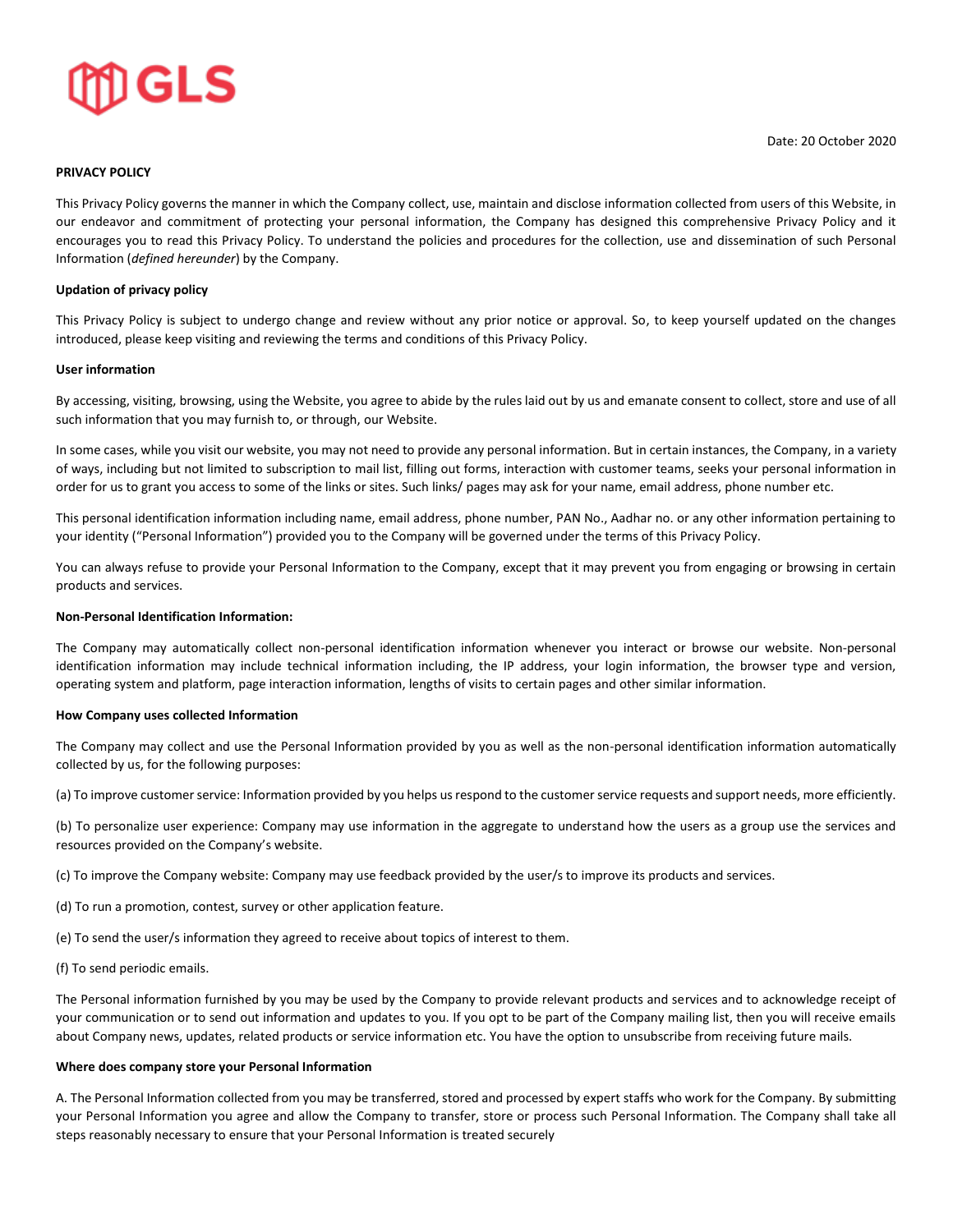GLS

Date: 20 October 2020

**PRIVACY POLICY**

This Privacy Policy governs the manner in which the Company collect, use, maintain and disclose information collected from users of this Website, in our endeavor and commitment of protecting your personal information, the Company has designed this comprehensive Privacy Policy and it encourages you to read this Privacy Policy. To understand the policies and procedures for the collection, use and dissemination of such Personal Information (*defined hereunder*) by the Company.

**Updation of privacy policy**

This Privacy Policy is subject to undergo change and review without any prior notice or approval. So, to keep yourself updated on the changes introduced, please keep visiting and reviewing the terms and conditions of this Privacy Policy.

**User information**

By accessing, visiting, browsing, using the Website, you agree to abide by the rules laid out by us and emanate consent to collect, store and use of all such information that you may furnish to, or through, our Website.

In some cases, while you visit our website, you may not need to provide any personal information. But in certain instances, the Company, in a variety of ways, including but not limited to subscription to mail list, filling out forms, interaction with customer teams, seeks your personal information in order for us to grant you access to some of the links or sites. Such links/ pages may ask for your name, email address, phone number etc.

This personal identification information including name, email address, phone number, PAN No., Aadhar no. or any other information pertaining to your identity ("Personal Information") provided you to the Company will be governed under the terms of this Privacy Policy.

You can always refuse to provide your Personal Information to the Company, except that it may prevent you from engaging or browsing in certain products and services.

**Non-Personal Identification Information:**

The Company may automatically collect non-personal identification information whenever you interact or browse our website. Non-personal identification information may include technical information including, the IP address, your login information, the browser type and version, operating system and platform, page interaction information, lengths of visits to certain pages and other similar information.

**How Company uses collected Information**

The Company may collect and use the Personal Information provided by you as well as the non-personal identification information automatically collected by us, for the following purposes:

(a) To improve customer service: Information provided by you helps us respond to the customer service requests and support needs, more efficiently.

(b) To personalize user experience: Company may use information in the aggregate to understand how the users as a group use the services and resources provided on the Company's website.

(c) To improve the Company website: Company may use feedback provided by the user/s to improve its products and services.

(d) To run a promotion, contest, survey or other application feature.

(e) To send the user/s information they agreed to receive about topics of interest to them.

(f) To send periodic emails.

The Personal information furnished by you may be used by the Company to provide relevant products and services and to acknowledge receipt of your communication or to send out information and updates to you. If you opt to be part of the Company mailing list, then you will receive emails about Company news, updates, related products or service information etc. You have the option to unsubscribe from receiving future mails.

**Where does company store your Personal Information**

A. The Personal Information collected from you may be transferred, stored and processed by expert staffs who work for the Company. By submitting your Personal Information you agree and allow the Company to transfer, store or process such Personal Information. The Company shall take all steps reasonably necessary to ensure that your Personal Information is treated securely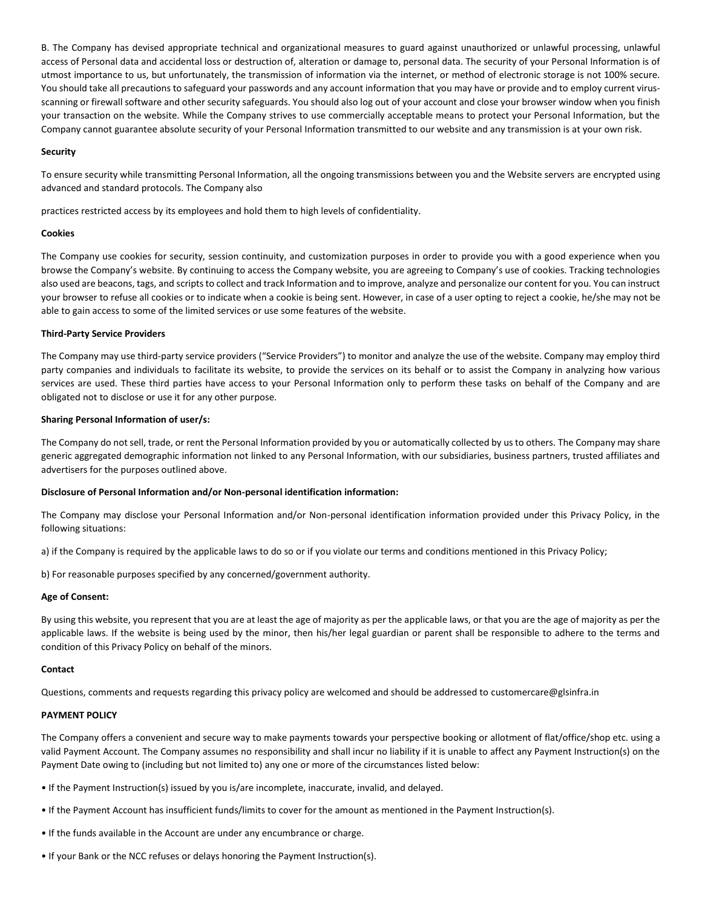B. The Company has devised appropriate technical and organizational measures to guard against unauthorized or unlawful processing, unlawful access of Personal data and accidental loss or destruction of, alteration or damage to, personal data. The security of your Personal Information is of utmost importance to us, but unfortunately, the transmission of information via the internet, or method of electronic storage is not 100% secure. You should take all precautions to safeguard your passwords and any account information that you may have or provide and to employ current virus-scanning or firewall software and other security safeguards. You should also log out of your account and close your browser window when you finish your transaction on the website. While the Company strives to use commercially acceptable means to protect your Personal Information, but the Company cannot guarantee absolute security of your Personal Information transmitted to our website and any transmission is at your own risk.

**Security**

To ensure security while transmitting Personal Information, all the ongoing transmissions between you and the Website servers are encrypted using advanced and standard protocols. The Company also

practices restricted access by its employees and hold them to high levels of confidentiality.

**Cookies**

The Company use cookies for security, session continuity, and customization purposes in order to provide you with a good experience when you browse the Company's website. By continuing to access the Company website, you are agreeing to Company's use of cookies. Tracking technologies also used are beacons, tags, and scripts to collect and track Information and to improve, analyze and personalize our content for you. You can instruct your browser to refuse all cookies or to indicate when a cookie is being sent. However, in case of a user opting to reject a cookie, he/she may not be able to gain access to some of the limited services or use some features of the website.

**Third-Party Service Providers**

The Company may use third-party service providers ("Service Providers") to monitor and analyze the use of the website. Company may employ third party companies and individuals to facilitate its website, to provide the services on its behalf or to assist the Company in analyzing how various services are used. These third parties have access to your Personal Information only to perform these tasks on behalf of the Company and are obligated not to disclose or use it for any other purpose.

**Sharing Personal Information of user/s:**

The Company do not sell, trade, or rent the Personal Information provided by you or automatically collected by us to others. The Company may share generic aggregated demographic information not linked to any Personal Information, with our subsidiaries, business partners, trusted affiliates and advertisers for the purposes outlined above.

**Disclosure of Personal Information and/or Non-personal identification information:**

The Company may disclose your Personal Information and/or Non-personal identification information provided under this Privacy Policy, in the following situations:

a) if the Company is required by the applicable laws to do so or if you violate our terms and conditions mentioned in this Privacy Policy;

b) For reasonable purposes specified by any concerned/government authority.

**Age of Consent:**

By using this website, you represent that you are at least the age of majority as per the applicable laws, or that you are the age of majority as per the applicable laws. If the website is being used by the minor, then his/her legal guardian or parent shall be responsible to adhere to the terms and condition of this Privacy Policy on behalf of the minors.

**Contact**

Questions, comments and requests regarding this privacy policy are welcomed and should be addressed to customercare@glsinfra.in

**PAYMENT POLICY**

The Company offers a convenient and secure way to make payments towards your perspective booking or allotment of flat/office/shop etc. using a valid Payment Account. The Company assumes no responsibility and shall incur no liability if it is unable to affect any Payment Instruction(s) on the Payment Date owing to (including but not limited to) any one or more of the circumstances listed below:

- If the Payment Instruction(s) issued by you is/are incomplete, inaccurate, invalid, and delayed.
- If the Payment Account has insufficient funds/limits to cover for the amount as mentioned in the Payment Instruction(s).
- If the funds available in the Account are under any encumbrance or charge.
- If your Bank or the NCC refuses or delays honoring the Payment Instruction(s).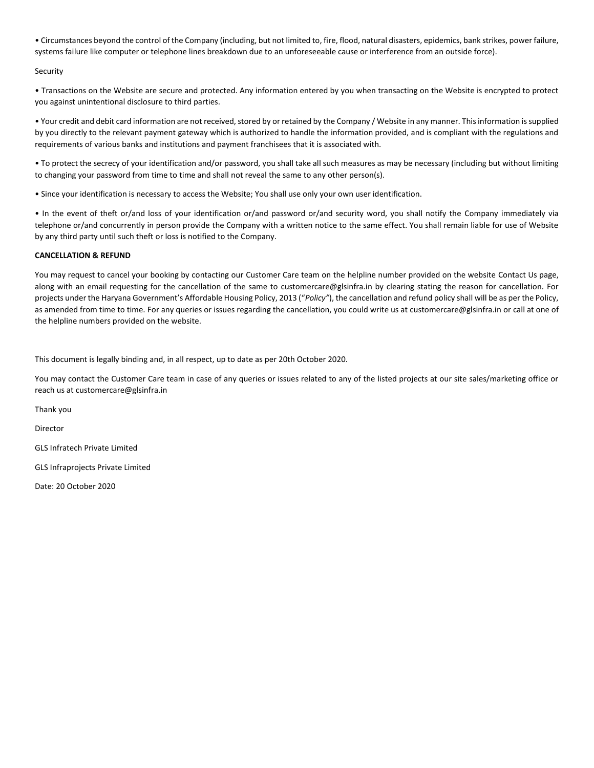• Circumstances beyond the control of the Company (including, but not limited to, fire, flood, natural disasters, epidemics, bank strikes, power failure, systems failure like computer or telephone lines breakdown due to an unforeseeable cause or interference from an outside force).

Security

• Transactions on the Website are secure and protected. Any information entered by you when transacting on the Website is encrypted to protect you against unintentional disclosure to third parties.

• Your credit and debit card information are not received, stored by or retained by the Company / Website in any manner. This information is supplied by you directly to the relevant payment gateway which is authorized to handle the information provided, and is compliant with the regulations and requirements of various banks and institutions and payment franchisees that it is associated with.

• To protect the secrecy of your identification and/or password, you shall take all such measures as may be necessary (including but without limiting to changing your password from time to time and shall not reveal the same to any other person(s).

• Since your identification is necessary to access the Website; You shall use only your own user identification.

• In the event of theft or/and loss of your identification or/and password or/and security word, you shall notify the Company immediately via telephone or/and concurrently in person provide the Company with a written notice to the same effect. You shall remain liable for use of Website by any third party until such theft or loss is notified to the Company.

**CANCELLATION & REFUND**

You may request to cancel your booking by contacting our Customer Care team on the helpline number provided on the website Contact Us page, along with an email requesting for the cancellation of the same to customercare@glsinfra.in by clearing stating the reason for cancellation. For projects under the Haryana Government's Affordable Housing Policy, 2013 ("*Policy"*), the cancellation and refund policy shall will be as per the Policy, as amended from time to time. For any queries or issues regarding the cancellation, you could write us at customercare@glsinfra.in or call at one of the helpline numbers provided on the website.

This document is legally binding and, in all respect, up to date as per 20th October 2020.

You may contact the Customer Care team in case of any queries or issues related to any of the listed projects at our site sales/marketing office or reach us at customercare@glsinfra.in

Thank you

Director

GLS Infratech Private Limited

GLS Infraprojects Private Limited

Date: 20 October 2020